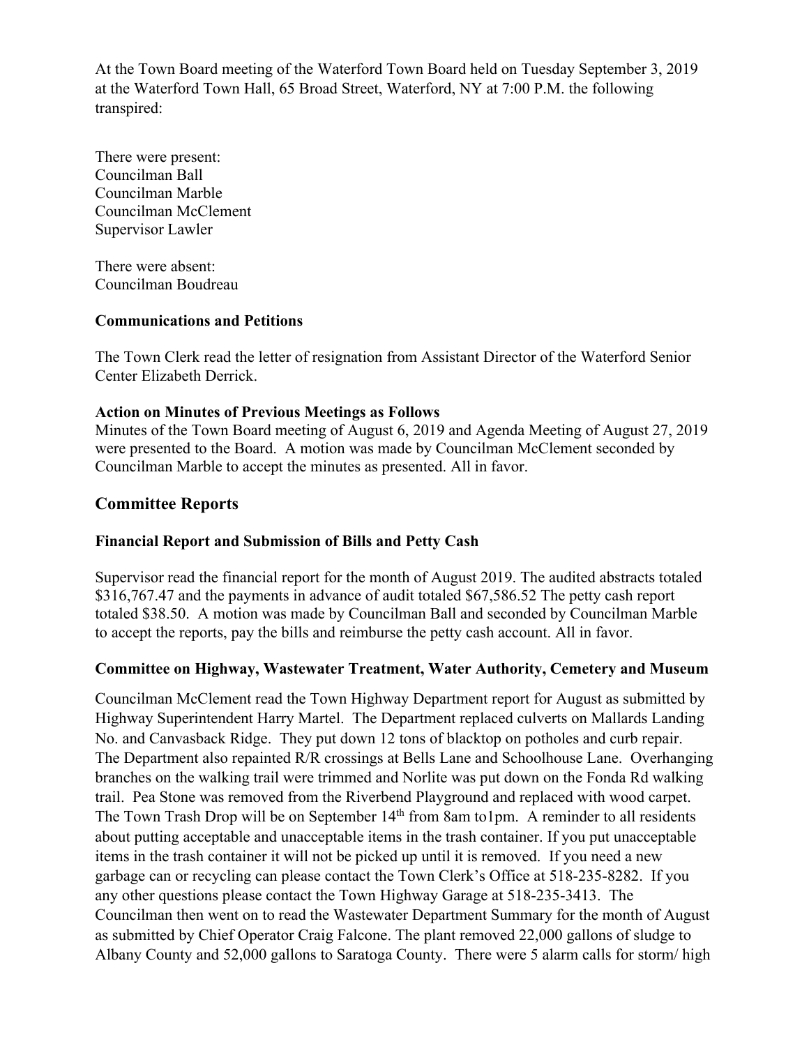At the Town Board meeting of the Waterford Town Board held on Tuesday September 3, 2019 at the Waterford Town Hall, 65 Broad Street, Waterford, NY at 7:00 P.M. the following transpired:

There were present:
Councilman Ball
Councilman Marble
Councilman McClement
Supervisor Lawler

There were absent:
Councilman Boudreau

**Communications and Petitions**

The Town Clerk read the letter of resignation from Assistant Director of the Waterford Senior Center Elizabeth Derrick.

**Action on Minutes of Previous Meetings as Follows**

Minutes of the Town Board meeting of August 6, 2019 and Agenda Meeting of August 27, 2019 were presented to the Board. A motion was made by Councilman McClement seconded by Councilman Marble to accept the minutes as presented. All in favor.

## Committee Reports

### Financial Report and Submission of Bills and Petty Cash

Supervisor read the financial report for the month of August 2019. The audited abstracts totaled $316,767.47 and the payments in advance of audit totaled $67,586.52 The petty cash report totaled $38.50. A motion was made by Councilman Ball and seconded by Councilman Marble to accept the reports, pay the bills and reimburse the petty cash account. All in favor.

### Committee on Highway, Wastewater Treatment, Water Authority, Cemetery and Museum

Councilman McClement read the Town Highway Department report for August as submitted by Highway Superintendent Harry Martel. The Department replaced culverts on Mallards Landing No. and Canvasback Ridge. They put down 12 tons of blacktop on potholes and curb repair. The Department also repainted R/R crossings at Bells Lane and Schoolhouse Lane. Overhanging branches on the walking trail were trimmed and Norlite was put down on the Fonda Rd walking trail. Pea Stone was removed from the Riverbend Playground and replaced with wood carpet. The Town Trash Drop will be on September 14th from 8am to1pm. A reminder to all residents about putting acceptable and unacceptable items in the trash container. If you put unacceptable items in the trash container it will not be picked up until it is removed. If you need a new garbage can or recycling can please contact the Town Clerk's Office at 518-235-8282. If you any other questions please contact the Town Highway Garage at 518-235-3413. The Councilman then went on to read the Wastewater Department Summary for the month of August as submitted by Chief Operator Craig Falcone. The plant removed 22,000 gallons of sludge to Albany County and 52,000 gallons to Saratoga County. There were 5 alarm calls for storm/ high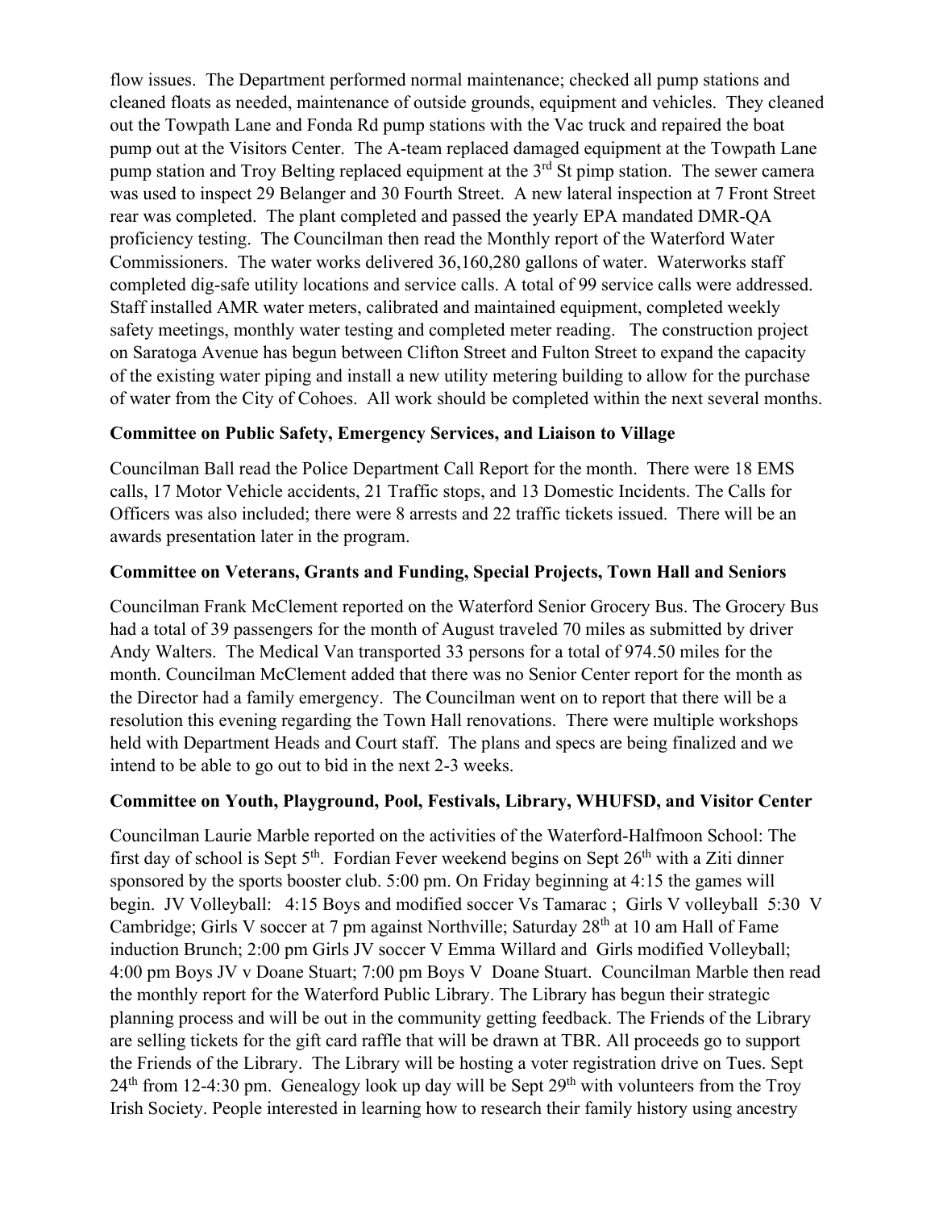flow issues. The Department performed normal maintenance; checked all pump stations and cleaned floats as needed, maintenance of outside grounds, equipment and vehicles. They cleaned out the Towpath Lane and Fonda Rd pump stations with the Vac truck and repaired the boat pump out at the Visitors Center. The A-team replaced damaged equipment at the Towpath Lane pump station and Troy Belting replaced equipment at the 3rd St pimp station. The sewer camera was used to inspect 29 Belanger and 30 Fourth Street. A new lateral inspection at 7 Front Street rear was completed. The plant completed and passed the yearly EPA mandated DMR-QA proficiency testing. The Councilman then read the Monthly report of the Waterford Water Commissioners. The water works delivered 36,160,280 gallons of water. Waterworks staff completed dig-safe utility locations and service calls. A total of 99 service calls were addressed. Staff installed AMR water meters, calibrated and maintained equipment, completed weekly safety meetings, monthly water testing and completed meter reading. The construction project on Saratoga Avenue has begun between Clifton Street and Fulton Street to expand the capacity of the existing water piping and install a new utility metering building to allow for the purchase of water from the City of Cohoes. All work should be completed within the next several months.

**Committee on Public Safety, Emergency Services, and Liaison to Village**

Councilman Ball read the Police Department Call Report for the month. There were 18 EMS calls, 17 Motor Vehicle accidents, 21 Traffic stops, and 13 Domestic Incidents. The Calls for Officers was also included; there were 8 arrests and 22 traffic tickets issued. There will be an awards presentation later in the program.

**Committee on Veterans, Grants and Funding, Special Projects, Town Hall and Seniors**

Councilman Frank McClement reported on the Waterford Senior Grocery Bus. The Grocery Bus had a total of 39 passengers for the month of August traveled 70 miles as submitted by driver Andy Walters. The Medical Van transported 33 persons for a total of 974.50 miles for the month. Councilman McClement added that there was no Senior Center report for the month as the Director had a family emergency. The Councilman went on to report that there will be a resolution this evening regarding the Town Hall renovations. There were multiple workshops held with Department Heads and Court staff. The plans and specs are being finalized and we intend to be able to go out to bid in the next 2-3 weeks.

**Committee on Youth, Playground, Pool, Festivals, Library, WHUFSD, and Visitor Center**

Councilman Laurie Marble reported on the activities of the Waterford-Halfmoon School: The first day of school is Sept 5th. Fordian Fever weekend begins on Sept 26th with a Ziti dinner sponsored by the sports booster club. 5:00 pm. On Friday beginning at 4:15 the games will begin. JV Volleyball: 4:15 Boys and modified soccer Vs Tamarac ; Girls V volleyball 5:30 V Cambridge; Girls V soccer at 7 pm against Northville; Saturday 28th at 10 am Hall of Fame induction Brunch; 2:00 pm Girls JV soccer V Emma Willard and Girls modified Volleyball; 4:00 pm Boys JV v Doane Stuart; 7:00 pm Boys V Doane Stuart. Councilman Marble then read the monthly report for the Waterford Public Library. The Library has begun their strategic planning process and will be out in the community getting feedback. The Friends of the Library are selling tickets for the gift card raffle that will be drawn at TBR. All proceeds go to support the Friends of the Library. The Library will be hosting a voter registration drive on Tues. Sept 24th from 12-4:30 pm. Genealogy look up day will be Sept 29th with volunteers from the Troy Irish Society. People interested in learning how to research their family history using ancestry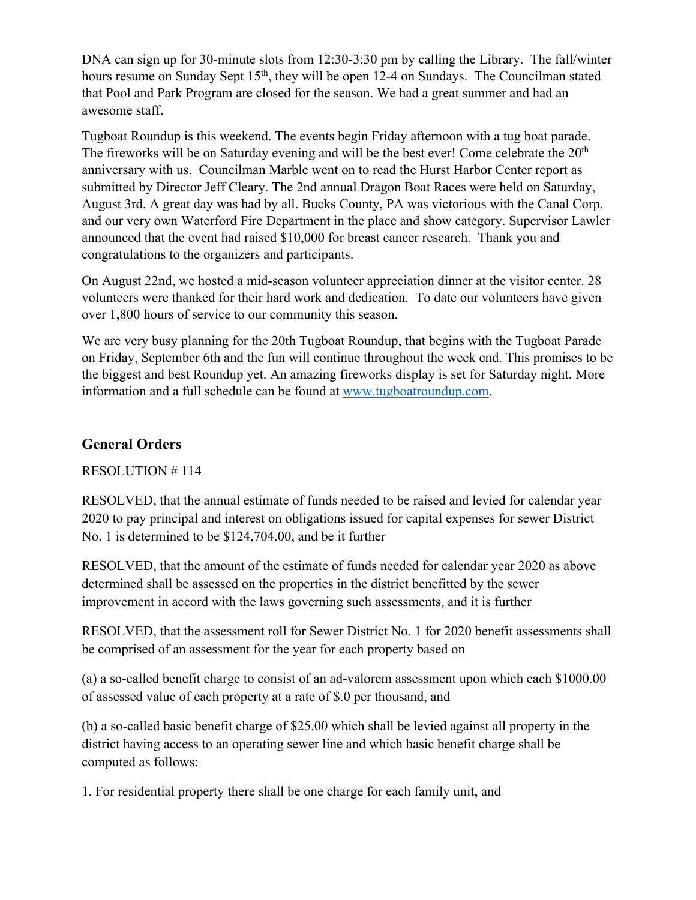DNA can sign up for 30-minute slots from 12:30-3:30 pm by calling the Library. The fall/winter hours resume on Sunday Sept 15th, they will be open 12-4 on Sundays. The Councilman stated that Pool and Park Program are closed for the season. We had a great summer and had an awesome staff.

Tugboat Roundup is this weekend. The events begin Friday afternoon with a tug boat parade. The fireworks will be on Saturday evening and will be the best ever! Come celebrate the 20th anniversary with us. Councilman Marble went on to read the Hurst Harbor Center report as submitted by Director Jeff Cleary. The 2nd annual Dragon Boat Races were held on Saturday, August 3rd. A great day was had by all. Bucks County, PA was victorious with the Canal Corp. and our very own Waterford Fire Department in the place and show category. Supervisor Lawler announced that the event had raised $10,000 for breast cancer research. Thank you and congratulations to the organizers and participants.

On August 22nd, we hosted a mid-season volunteer appreciation dinner at the visitor center. 28 volunteers were thanked for their hard work and dedication. To date our volunteers have given over 1,800 hours of service to our community this season.

We are very busy planning for the 20th Tugboat Roundup, that begins with the Tugboat Parade on Friday, September 6th and the fun will continue throughout the week end. This promises to be the biggest and best Roundup yet. An amazing fireworks display is set for Saturday night. More information and a full schedule can be found at www.tugboatroundup.com.

## General Orders

RESOLUTION # 114

RESOLVED, that the annual estimate of funds needed to be raised and levied for calendar year 2020 to pay principal and interest on obligations issued for capital expenses for sewer District No. 1 is determined to be $124,704.00, and be it further

RESOLVED, that the amount of the estimate of funds needed for calendar year 2020 as above determined shall be assessed on the properties in the district benefitted by the sewer improvement in accord with the laws governing such assessments, and it is further

RESOLVED, that the assessment roll for Sewer District No. 1 for 2020 benefit assessments shall be comprised of an assessment for the year for each property based on

(a) a so-called benefit charge to consist of an ad-valorem assessment upon which each $1000.00 of assessed value of each property at a rate of $.0 per thousand, and

(b) a so-called basic benefit charge of $25.00 which shall be levied against all property in the district having access to an operating sewer line and which basic benefit charge shall be computed as follows:

1. For residential property there shall be one charge for each family unit, and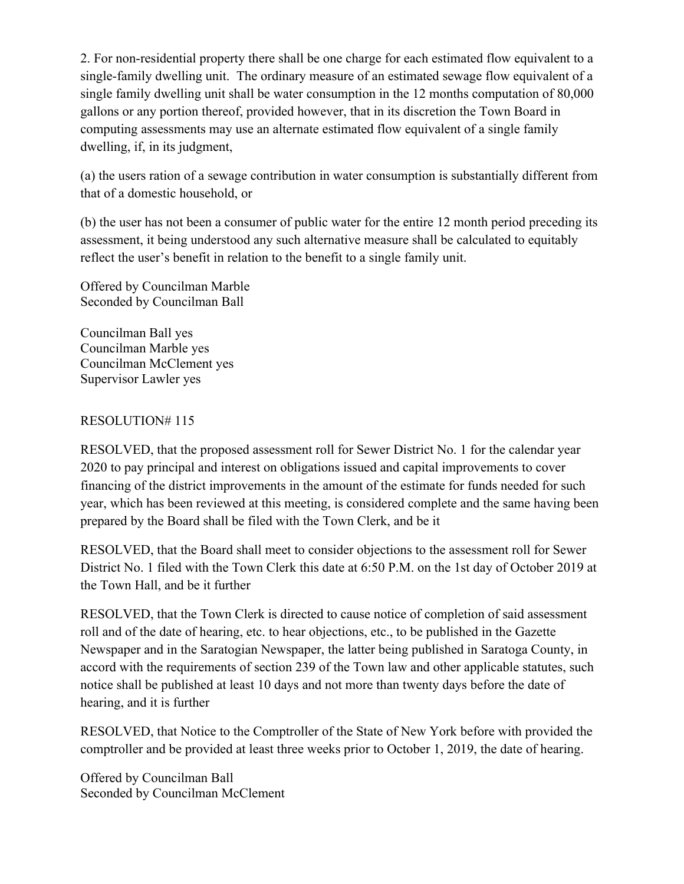2. For non-residential property there shall be one charge for each estimated flow equivalent to a single-family dwelling unit. The ordinary measure of an estimated sewage flow equivalent of a single family dwelling unit shall be water consumption in the 12 months computation of 80,000 gallons or any portion thereof, provided however, that in its discretion the Town Board in computing assessments may use an alternate estimated flow equivalent of a single family dwelling, if, in its judgment,

(a) the users ration of a sewage contribution in water consumption is substantially different from that of a domestic household, or

(b) the user has not been a consumer of public water for the entire 12 month period preceding its assessment, it being understood any such alternative measure shall be calculated to equitably reflect the user's benefit in relation to the benefit to a single family unit.

Offered by Councilman Marble
Seconded by Councilman Ball

Councilman Ball yes
Councilman Marble yes
Councilman McClement yes
Supervisor Lawler yes

RESOLUTION# 115

RESOLVED, that the proposed assessment roll for Sewer District No. 1 for the calendar year 2020 to pay principal and interest on obligations issued and capital improvements to cover financing of the district improvements in the amount of the estimate for funds needed for such year, which has been reviewed at this meeting, is considered complete and the same having been prepared by the Board shall be filed with the Town Clerk, and be it

RESOLVED, that the Board shall meet to consider objections to the assessment roll for Sewer District No. 1 filed with the Town Clerk this date at 6:50 P.M. on the 1st day of October 2019 at the Town Hall, and be it further

RESOLVED, that the Town Clerk is directed to cause notice of completion of said assessment roll and of the date of hearing, etc. to hear objections, etc., to be published in the Gazette Newspaper and in the Saratogian Newspaper, the latter being published in Saratoga County, in accord with the requirements of section 239 of the Town law and other applicable statutes, such notice shall be published at least 10 days and not more than twenty days before the date of hearing, and it is further

RESOLVED, that Notice to the Comptroller of the State of New York before with provided the comptroller and be provided at least three weeks prior to October 1, 2019, the date of hearing.

Offered by Councilman Ball
Seconded by Councilman McClement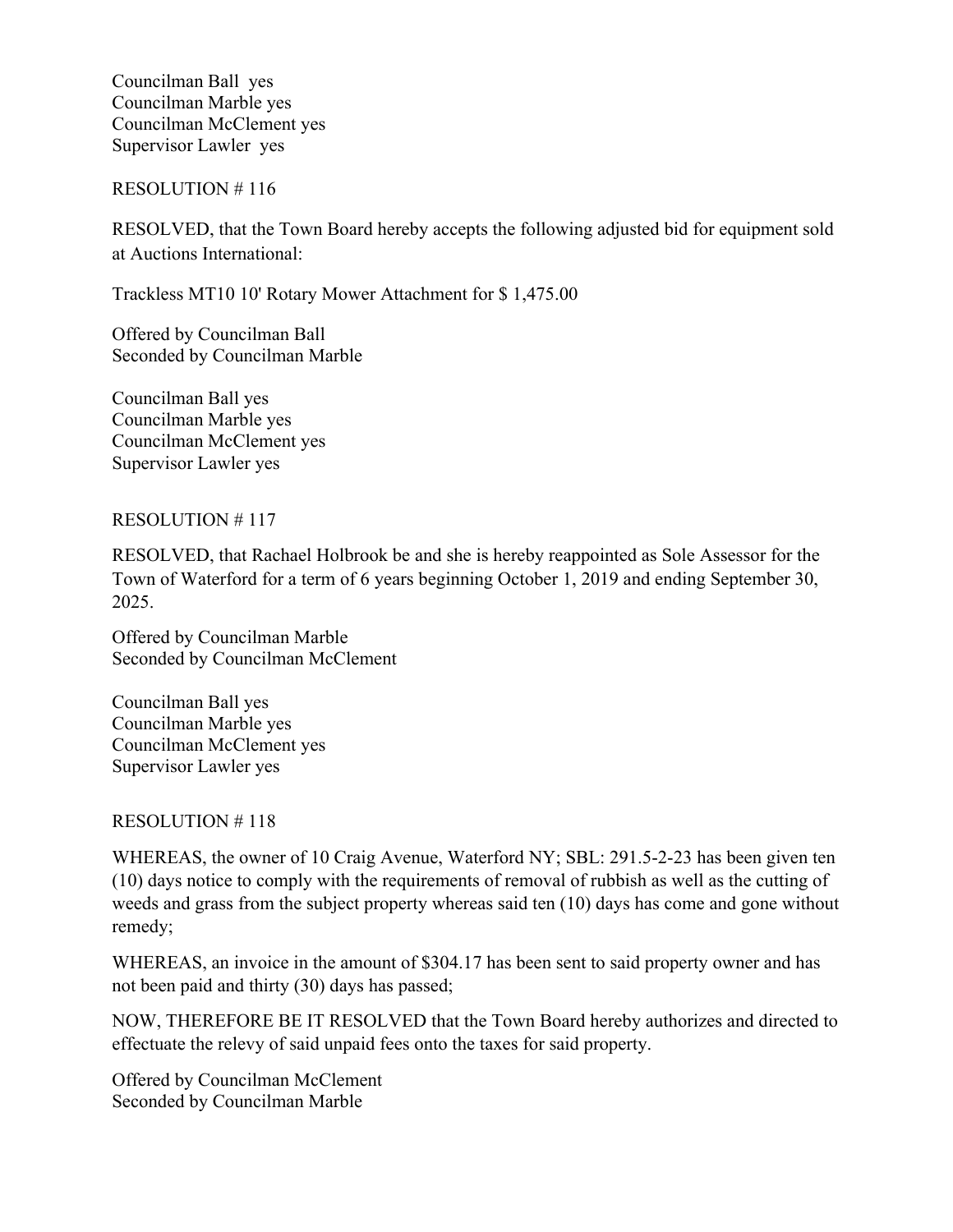Councilman Ball yes
Councilman Marble yes
Councilman McClement yes
Supervisor Lawler yes

RESOLUTION # 116

RESOLVED, that the Town Board hereby accepts the following adjusted bid for equipment sold at Auctions International:

Trackless MT10 10' Rotary Mower Attachment for $ 1,475.00

Offered by Councilman Ball
Seconded by Councilman Marble

Councilman Ball yes
Councilman Marble yes
Councilman McClement yes
Supervisor Lawler yes

RESOLUTION # 117

RESOLVED, that Rachael Holbrook be and she is hereby reappointed as Sole Assessor for the Town of Waterford for a term of 6 years beginning October 1, 2019 and ending September 30, 2025.

Offered by Councilman Marble
Seconded by Councilman McClement

Councilman Ball yes
Councilman Marble yes
Councilman McClement yes
Supervisor Lawler yes

RESOLUTION # 118

WHEREAS, the owner of 10 Craig Avenue, Waterford NY; SBL: 291.5-2-23 has been given ten (10) days notice to comply with the requirements of removal of rubbish as well as the cutting of weeds and grass from the subject property whereas said ten (10) days has come and gone without remedy;

WHEREAS, an invoice in the amount of $304.17 has been sent to said property owner and has not been paid and thirty (30) days has passed;

NOW, THEREFORE BE IT RESOLVED that the Town Board hereby authorizes and directed to effectuate the relevy of said unpaid fees onto the taxes for said property.

Offered by Councilman McClement
Seconded by Councilman Marble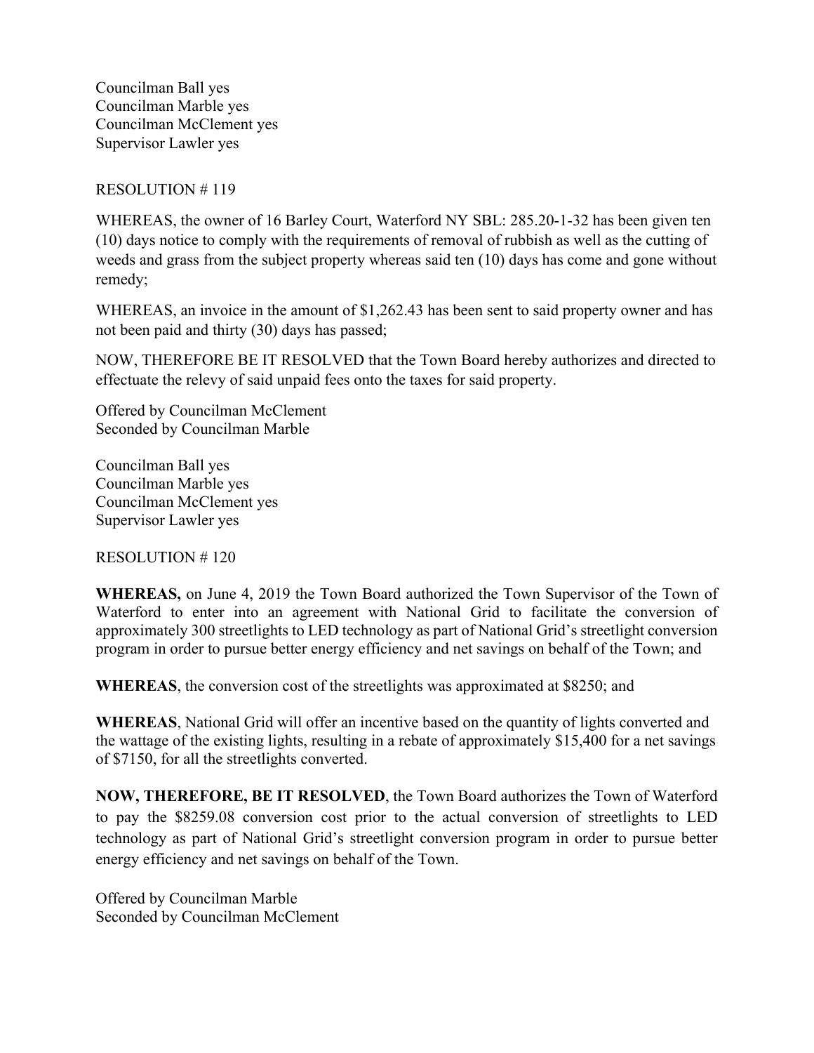Councilman Ball yes
Councilman Marble yes
Councilman McClement yes
Supervisor Lawler yes

RESOLUTION # 119

WHEREAS, the owner of 16 Barley Court, Waterford NY SBL: 285.20-1-32 has been given ten (10) days notice to comply with the requirements of removal of rubbish as well as the cutting of weeds and grass from the subject property whereas said ten (10) days has come and gone without remedy;

WHEREAS, an invoice in the amount of $1,262.43 has been sent to said property owner and has not been paid and thirty (30) days has passed;

NOW, THEREFORE BE IT RESOLVED that the Town Board hereby authorizes and directed to effectuate the relevy of said unpaid fees onto the taxes for said property.

Offered by Councilman McClement
Seconded by Councilman Marble

Councilman Ball yes
Councilman Marble yes
Councilman McClement yes
Supervisor Lawler yes

RESOLUTION # 120

**WHEREAS,** on June 4, 2019 the Town Board authorized the Town Supervisor of the Town of Waterford to enter into an agreement with National Grid to facilitate the conversion of approximately 300 streetlights to LED technology as part of National Grid's streetlight conversion program in order to pursue better energy efficiency and net savings on behalf of the Town; and

**WHEREAS**, the conversion cost of the streetlights was approximated at $8250; and

**WHEREAS**, National Grid will offer an incentive based on the quantity of lights converted and the wattage of the existing lights, resulting in a rebate of approximately $15,400 for a net savings of $7150, for all the streetlights converted.

**NOW, THEREFORE, BE IT RESOLVED**, the Town Board authorizes the Town of Waterford to pay the $8259.08 conversion cost prior to the actual conversion of streetlights to LED technology as part of National Grid's streetlight conversion program in order to pursue better energy efficiency and net savings on behalf of the Town.

Offered by Councilman Marble
Seconded by Councilman McClement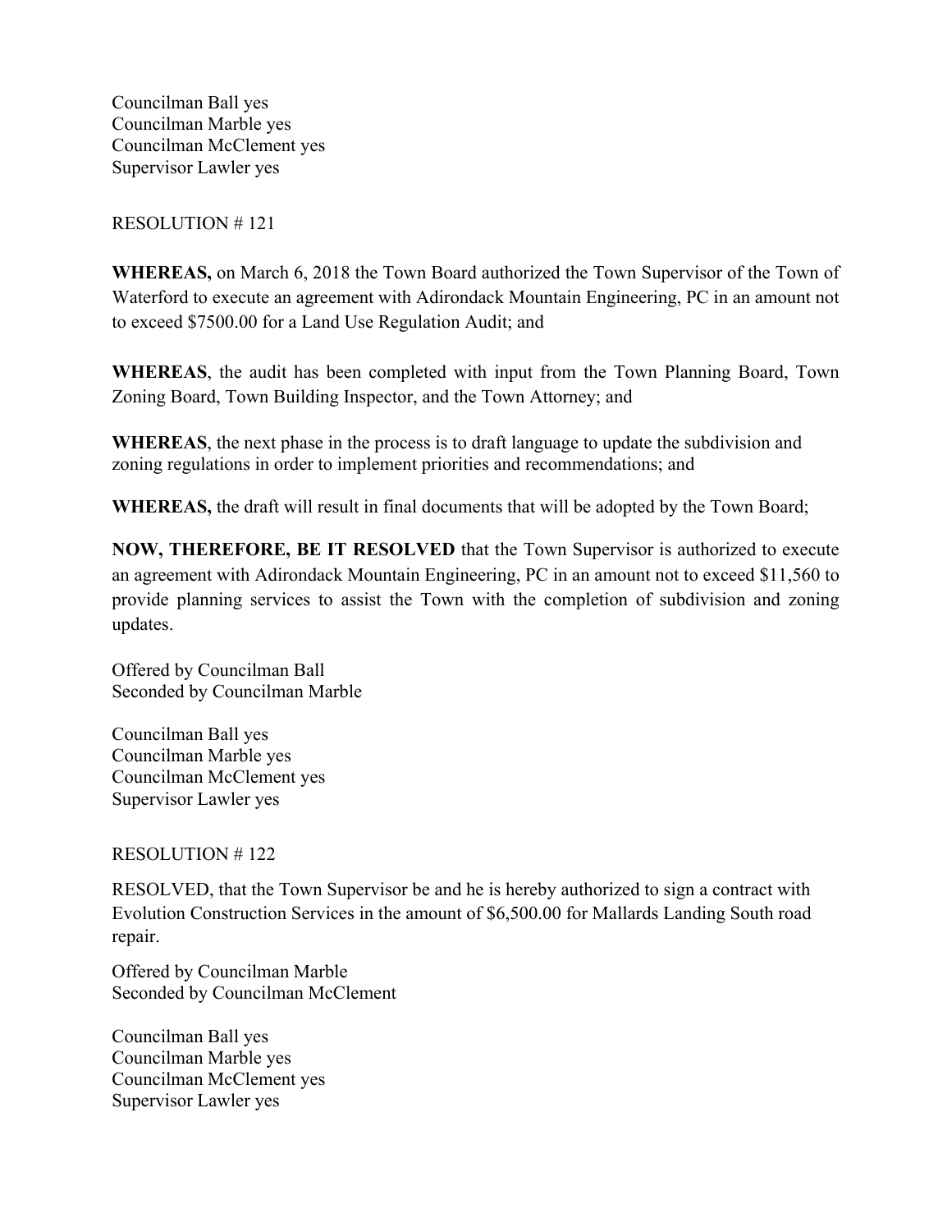Councilman Ball yes
Councilman Marble yes
Councilman McClement yes
Supervisor Lawler yes

RESOLUTION # 121

**WHEREAS,** on March 6, 2018 the Town Board authorized the Town Supervisor of the Town of Waterford to execute an agreement with Adirondack Mountain Engineering, PC in an amount not to exceed $7500.00 for a Land Use Regulation Audit; and

**WHEREAS**, the audit has been completed with input from the Town Planning Board, Town Zoning Board, Town Building Inspector, and the Town Attorney; and

**WHEREAS**, the next phase in the process is to draft language to update the subdivision and zoning regulations in order to implement priorities and recommendations; and

**WHEREAS,** the draft will result in final documents that will be adopted by the Town Board;

**NOW, THEREFORE, BE IT RESOLVED** that the Town Supervisor is authorized to execute an agreement with Adirondack Mountain Engineering, PC in an amount not to exceed $11,560 to provide planning services to assist the Town with the completion of subdivision and zoning updates.

Offered by Councilman Ball
Seconded by Councilman Marble

Councilman Ball yes
Councilman Marble yes
Councilman McClement yes
Supervisor Lawler yes

RESOLUTION # 122

RESOLVED, that the Town Supervisor be and he is hereby authorized to sign a contract with Evolution Construction Services in the amount of $6,500.00 for Mallards Landing South road repair.

Offered by Councilman Marble
Seconded by Councilman McClement

Councilman Ball yes
Councilman Marble yes
Councilman McClement yes
Supervisor Lawler yes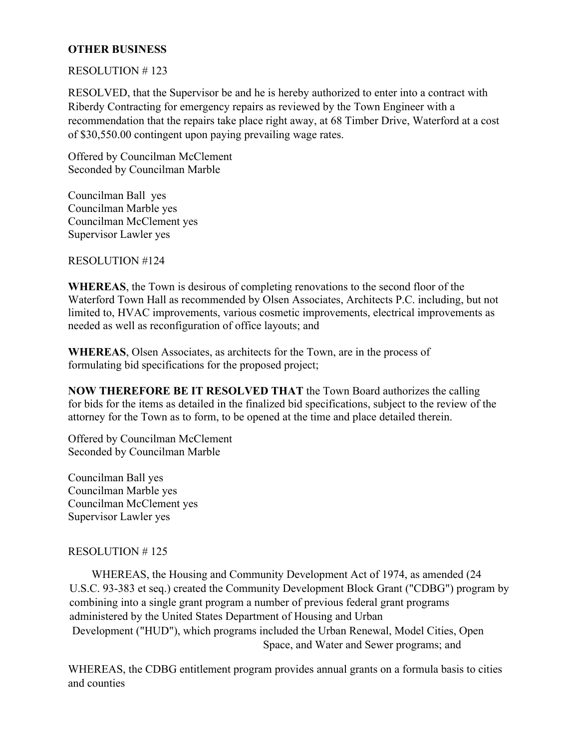**OTHER BUSINESS**

RESOLUTION # 123

RESOLVED, that the Supervisor be and he is hereby authorized to enter into a contract with Riberdy Contracting for emergency repairs as reviewed by the Town Engineer with a recommendation that the repairs take place right away, at 68 Timber Drive, Waterford at a cost of $30,550.00 contingent upon paying prevailing wage rates.

Offered by Councilman McClement
Seconded by Councilman Marble

Councilman Ball yes
Councilman Marble yes
Councilman McClement yes
Supervisor Lawler yes

RESOLUTION #124

**WHEREAS**, the Town is desirous of completing renovations to the second floor of the Waterford Town Hall as recommended by Olsen Associates, Architects P.C. including, but not limited to, HVAC improvements, various cosmetic improvements, electrical improvements as needed as well as reconfiguration of office layouts; and

**WHEREAS**, Olsen Associates, as architects for the Town, are in the process of formulating bid specifications for the proposed project;

**NOW THEREFORE BE IT RESOLVED THAT** the Town Board authorizes the calling for bids for the items as detailed in the finalized bid specifications, subject to the review of the attorney for the Town as to form, to be opened at the time and place detailed therein.

Offered by Councilman McClement
Seconded by Councilman Marble

Councilman Ball yes
Councilman Marble yes
Councilman McClement yes
Supervisor Lawler yes

RESOLUTION # 125

WHEREAS, the Housing and Community Development Act of 1974, as amended (24 U.S.C. 93-383 et seq.) created the Community Development Block Grant ("CDBG") program by combining into a single grant program a number of previous federal grant programs administered by the United States Department of Housing and Urban Development ("HUD"), which programs included the Urban Renewal, Model Cities, Open Space, and Water and Sewer programs; and

WHEREAS, the CDBG entitlement program provides annual grants on a formula basis to cities and counties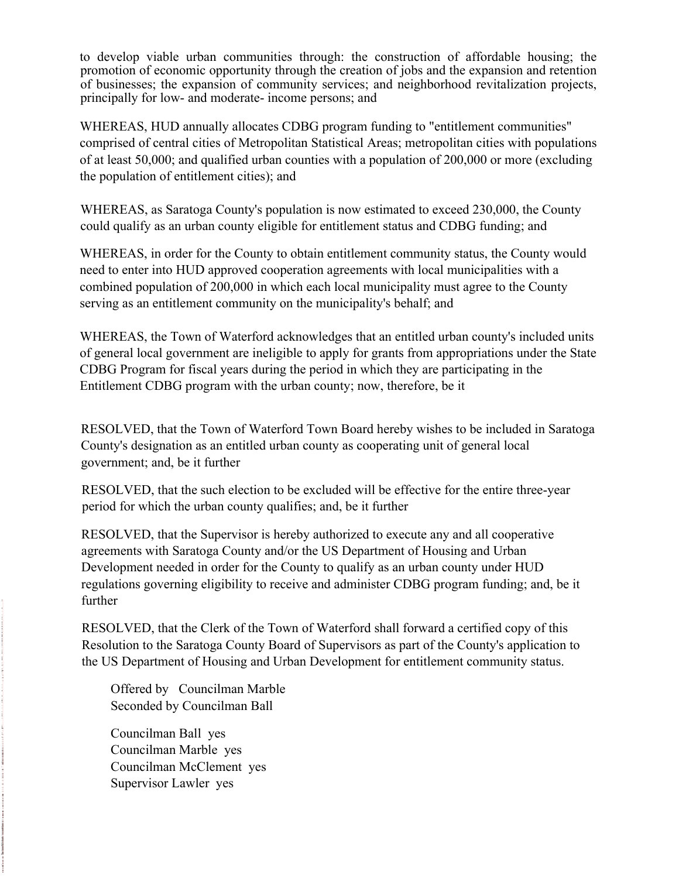to develop viable urban communities through: the construction of affordable housing; the promotion of economic opportunity through the creation of jobs and the expansion and retention of businesses; the expansion of community services; and neighborhood revitalization projects, principally for low- and moderate- income persons; and

WHEREAS, HUD annually allocates CDBG program funding to "entitlement communities" comprised of central cities of Metropolitan Statistical Areas; metropolitan cities with populations of at least 50,000; and qualified urban counties with a population of 200,000 or more (excluding the population of entitlement cities); and

WHEREAS, as Saratoga County's population is now estimated to exceed 230,000, the County could qualify as an urban county eligible for entitlement status and CDBG funding; and

WHEREAS, in order for the County to obtain entitlement community status, the County would need to enter into HUD approved cooperation agreements with local municipalities with a combined population of 200,000 in which each local municipality must agree to the County serving as an entitlement community on the municipality's behalf; and

WHEREAS, the Town of Waterford acknowledges that an entitled urban county's included units of general local government are ineligible to apply for grants from appropriations under the State CDBG Program for fiscal years during the period in which they are participating in the Entitlement CDBG program with the urban county; now, therefore, be it

RESOLVED, that the Town of Waterford Town Board hereby wishes to be included in Saratoga County's designation as an entitled urban county as cooperating unit of general local government; and, be it further

RESOLVED, that the such election to be excluded will be effective for the entire three-year period for which the urban county qualifies; and, be it further

RESOLVED, that the Supervisor is hereby authorized to execute any and all cooperative agreements with Saratoga County and/or the US Department of Housing and Urban Development needed in order for the County to qualify as an urban county under HUD regulations governing eligibility to receive and administer CDBG program funding; and, be it further

RESOLVED, that the Clerk of the Town of Waterford shall forward a certified copy of this Resolution to the Saratoga County Board of Supervisors as part of the County's application to the US Department of Housing and Urban Development for entitlement community status.

Offered by Councilman Marble
Seconded by Councilman Ball

Councilman Ball yes
Councilman Marble yes
Councilman McClement yes
Supervisor Lawler yes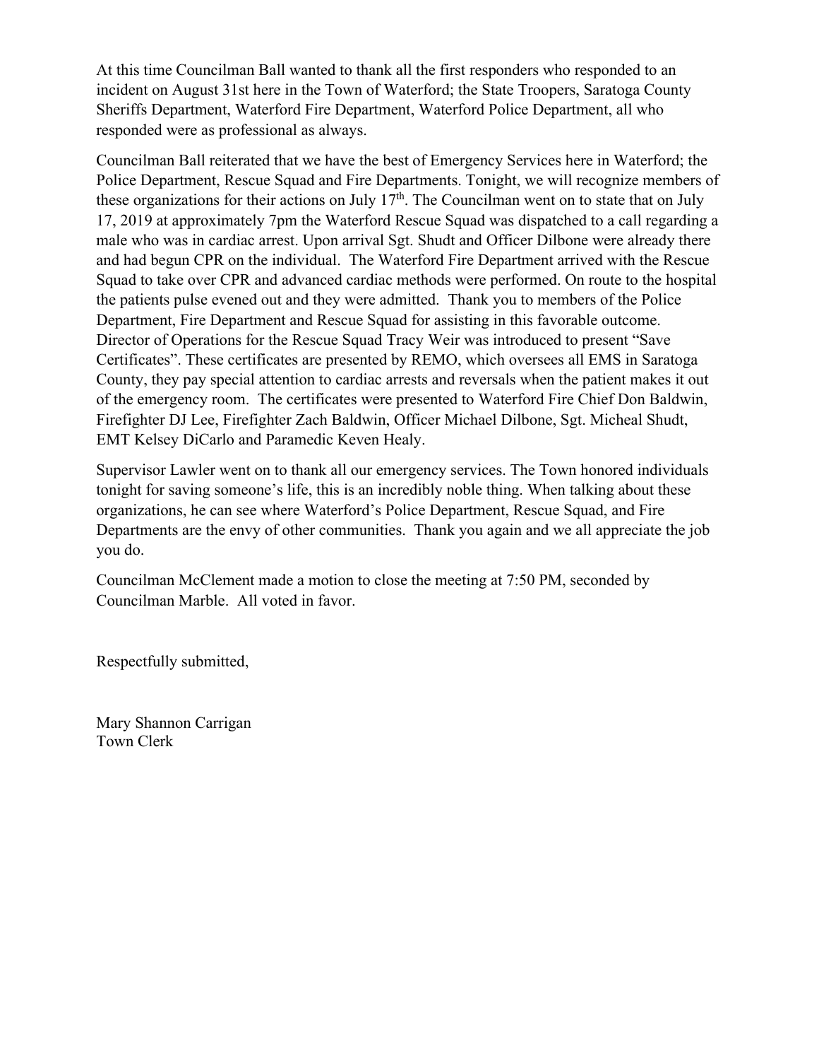At this time Councilman Ball wanted to thank all the first responders who responded to an incident on August 31st here in the Town of Waterford; the State Troopers, Saratoga County Sheriffs Department, Waterford Fire Department, Waterford Police Department, all who responded were as professional as always.

Councilman Ball reiterated that we have the best of Emergency Services here in Waterford; the Police Department, Rescue Squad and Fire Departments. Tonight, we will recognize members of these organizations for their actions on July 17th. The Councilman went on to state that on July 17, 2019 at approximately 7pm the Waterford Rescue Squad was dispatched to a call regarding a male who was in cardiac arrest. Upon arrival Sgt. Shudt and Officer Dilbone were already there and had begun CPR on the individual. The Waterford Fire Department arrived with the Rescue Squad to take over CPR and advanced cardiac methods were performed. On route to the hospital the patients pulse evened out and they were admitted. Thank you to members of the Police Department, Fire Department and Rescue Squad for assisting in this favorable outcome. Director of Operations for the Rescue Squad Tracy Weir was introduced to present "Save Certificates". These certificates are presented by REMO, which oversees all EMS in Saratoga County, they pay special attention to cardiac arrests and reversals when the patient makes it out of the emergency room. The certificates were presented to Waterford Fire Chief Don Baldwin, Firefighter DJ Lee, Firefighter Zach Baldwin, Officer Michael Dilbone, Sgt. Micheal Shudt, EMT Kelsey DiCarlo and Paramedic Keven Healy.

Supervisor Lawler went on to thank all our emergency services. The Town honored individuals tonight for saving someone's life, this is an incredibly noble thing. When talking about these organizations, he can see where Waterford's Police Department, Rescue Squad, and Fire Departments are the envy of other communities. Thank you again and we all appreciate the job you do.

Councilman McClement made a motion to close the meeting at 7:50 PM, seconded by Councilman Marble. All voted in favor.

Respectfully submitted,

Mary Shannon Carrigan
Town Clerk